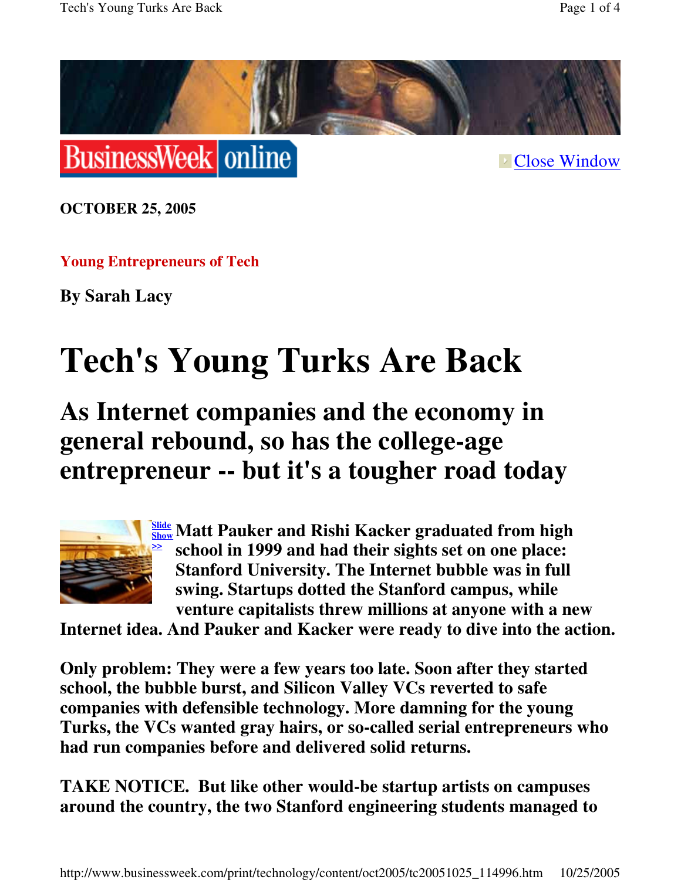**OCTOBER 25, 2005**

**Young Entrepreneurs of Tech**

**By Sarah Lacy**

# Tech's Young Turks Are Back

## As Internet companies and the economy in general rebound, so has the college-age entrepreneur -- but it's a tougher road today

Slide Show >>

**Matt Pauker and Rishi Kacker graduated from high school in 1999 and had their sights set on one place: Stanford University. The Internet bubble was in full swing. Startups dotted the Stanford campus, while venture capitalists threw millions at anyone with a new Internet idea. And Pauker and Kacker were ready to dive into the action.**

**Only problem: They were a few years too late. Soon after they started school, the bubble burst, and Silicon Valley VCs reverted to safe companies with defensible technology. More damning for the young Turks, the VCs wanted gray hairs, or so-called serial entrepreneurs who had run companies before and delivered solid returns.**

**TAKE NOTICE. But like other would-be startup artists on campuses around the country, the two Stanford engineering students managed to**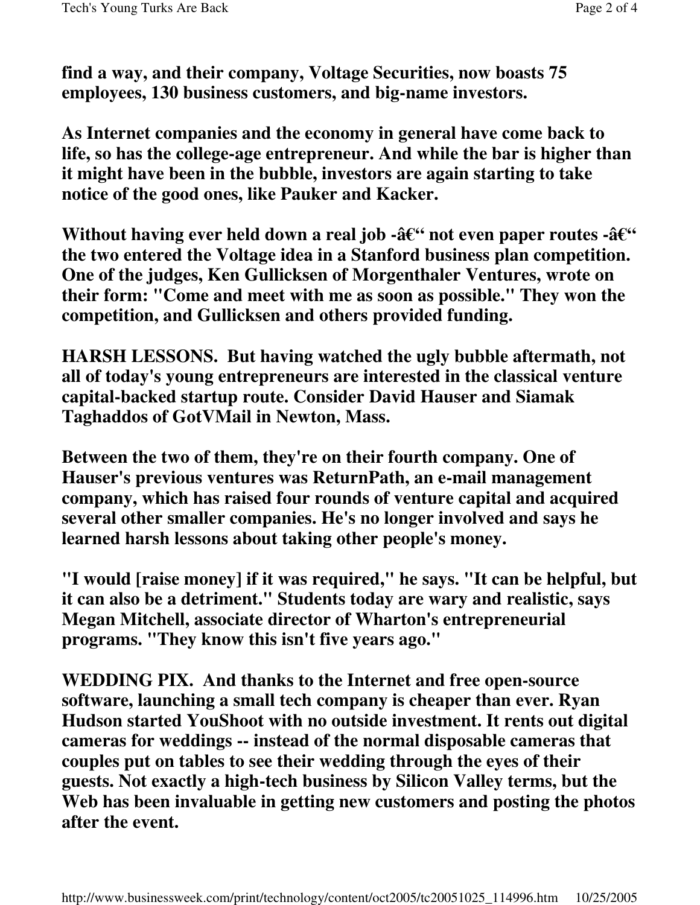find a way, and their company, Voltage Securities, now boasts 75 employees, 130 business customers, and big-name investors.

As Internet companies and the economy in general have come back to life, so has the college-age entrepreneur. And while the bar is higher than it might have been in the bubble, investors are again starting to take notice of the good ones, like Pauker and Kacker.

Without having ever held down a real job -â€“ not even paper routes -â€“ the two entered the Voltage idea in a Stanford business plan competition. One of the judges, Ken Gullicksen of Morgenthaler Ventures, wrote on their form: "Come and meet with me as soon as possible." They won the competition, and Gullicksen and others provided funding.

**HARSH LESSONS.** But having watched the ugly bubble aftermath, not all of today's young entrepreneurs are interested in the classical venture capital-backed startup route. Consider David Hauser and Siamak Taghaddos of GotVMail in Newton, Mass.

Between the two of them, they're on their fourth company. One of Hauser's previous ventures was ReturnPath, an e-mail management company, which has raised four rounds of venture capital and acquired several other smaller companies. He's no longer involved and says he learned harsh lessons about taking other people's money.

"I would [raise money] if it was required," he says. "It can be helpful, but it can also be a detriment." Students today are wary and realistic, says Megan Mitchell, associate director of Wharton's entrepreneurial programs. "They know this isn't five years ago."

**WEDDING PIX.** And thanks to the Internet and free open-source software, launching a small tech company is cheaper than ever. Ryan Hudson started YouShoot with no outside investment. It rents out digital cameras for weddings -- instead of the normal disposable cameras that couples put on tables to see their wedding through the eyes of their guests. Not exactly a high-tech business by Silicon Valley terms, but the Web has been invaluable in getting new customers and posting the photos after the event.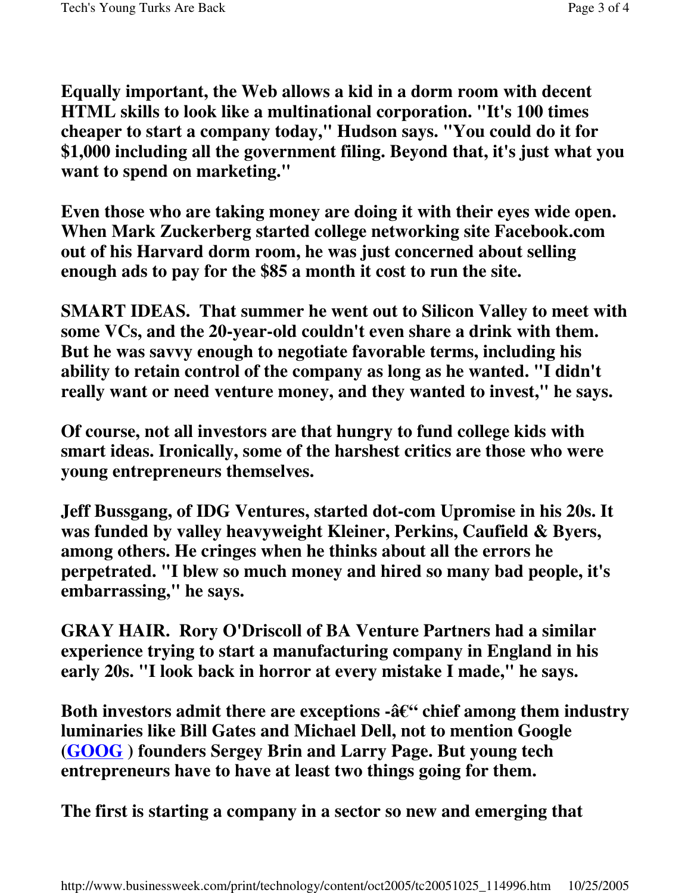Equally important, the Web allows a kid in a dorm room with decent HTML skills to look like a multinational corporation. "It's 100 times cheaper to start a company today," Hudson says. "You could do it for $1,000 including all the government filing. Beyond that, it's just what you want to spend on marketing."

Even those who are taking money are doing it with their eyes wide open. When Mark Zuckerberg started college networking site Facebook.com out of his Harvard dorm room, he was just concerned about selling enough ads to pay for the $85 a month it cost to run the site.

**SMART IDEAS.** That summer he went out to Silicon Valley to meet with some VCs, and the 20-year-old couldn't even share a drink with them. But he was savvy enough to negotiate favorable terms, including his ability to retain control of the company as long as he wanted. "I didn't really want or need venture money, and they wanted to invest," he says.

Of course, not all investors are that hungry to fund college kids with smart ideas. Ironically, some of the harshest critics are those who were young entrepreneurs themselves.

Jeff Bussgang, of IDG Ventures, started dot-com Upromise in his 20s. It was funded by valley heavyweight Kleiner, Perkins, Caufield & Byers, among others. He cringes when he thinks about all the errors he perpetrated. "I blew so much money and hired so many bad people, it's embarrassing," he says.

**GRAY HAIR.** Rory O'Driscoll of BA Venture Partners had a similar experience trying to start a manufacturing company in England in his early 20s. "I look back in horror at every mistake I made," he says.

Both investors admit there are exceptions -â€" chief among them industry luminaries like Bill Gates and Michael Dell, not to mention Google (GOOG ) founders Sergey Brin and Larry Page. But young tech entrepreneurs have to have at least two things going for them.

The first is starting a company in a sector so new and emerging that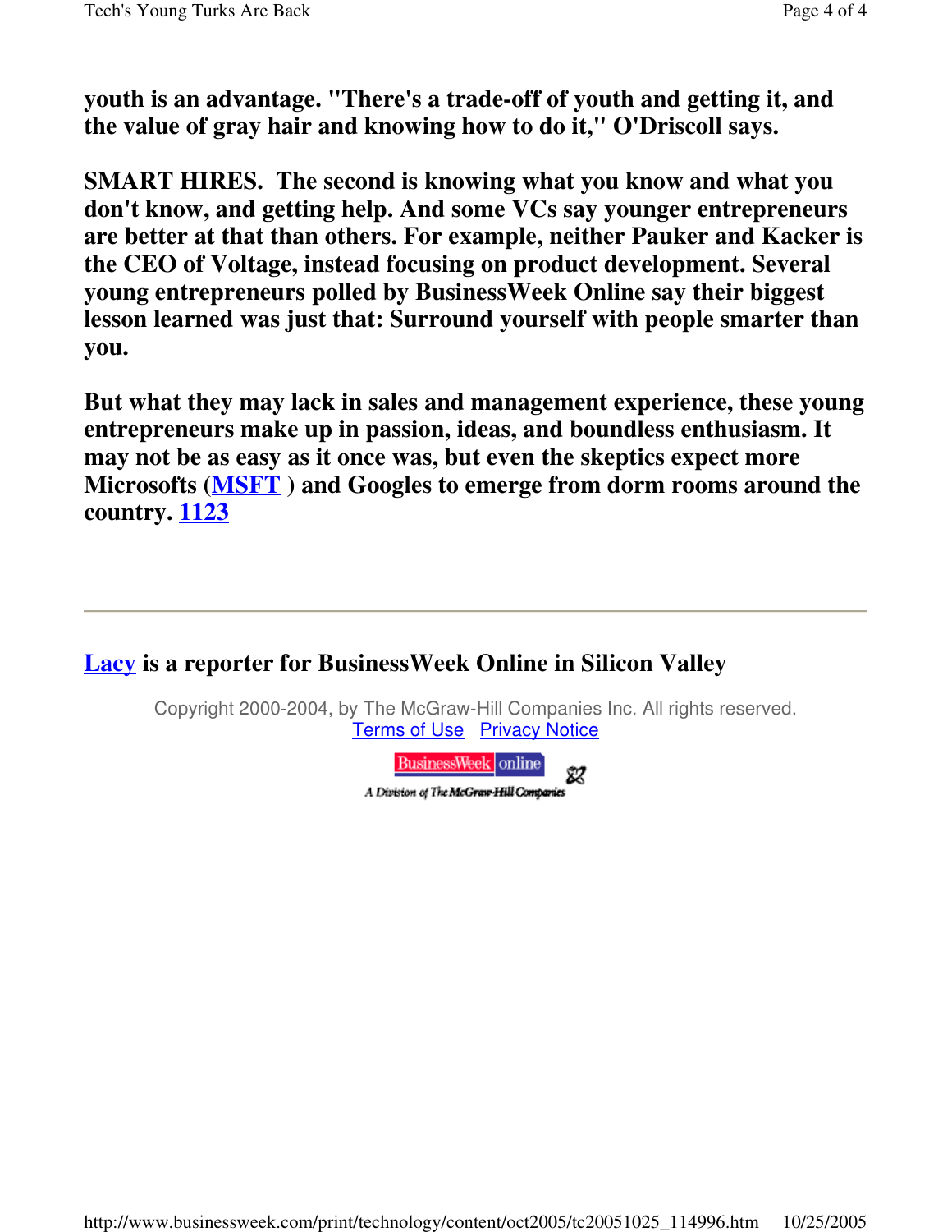**youth is an advantage. "There's a trade-off of youth and getting it, and the value of gray hair and knowing how to do it," O'Driscoll says.**

**SMART HIRES. The second is knowing what you know and what you don't know, and getting help. And some VCs say younger entrepreneurs are better at that than others. For example, neither Pauker and Kacker is the CEO of Voltage, instead focusing on product development. Several young entrepreneurs polled by BusinessWeek Online say their biggest lesson learned was just that: Surround yourself with people smarter than you.**

**But what they may lack in sales and management experience, these young entrepreneurs make up in passion, ideas, and boundless enthusiasm. It may not be as easy as it once was, but even the skeptics expect more Microsofts (MSFT ) and Googles to emerge from dorm rooms around the country. 1123**

---

**Lacy is a reporter for BusinessWeek Online in Silicon Valley**

Copyright 2000-2004, by The McGraw-Hill Companies Inc. All rights reserved.
Terms of Use Privacy Notice

BusinessWeek online
A Division of The McGraw-Hill Companies